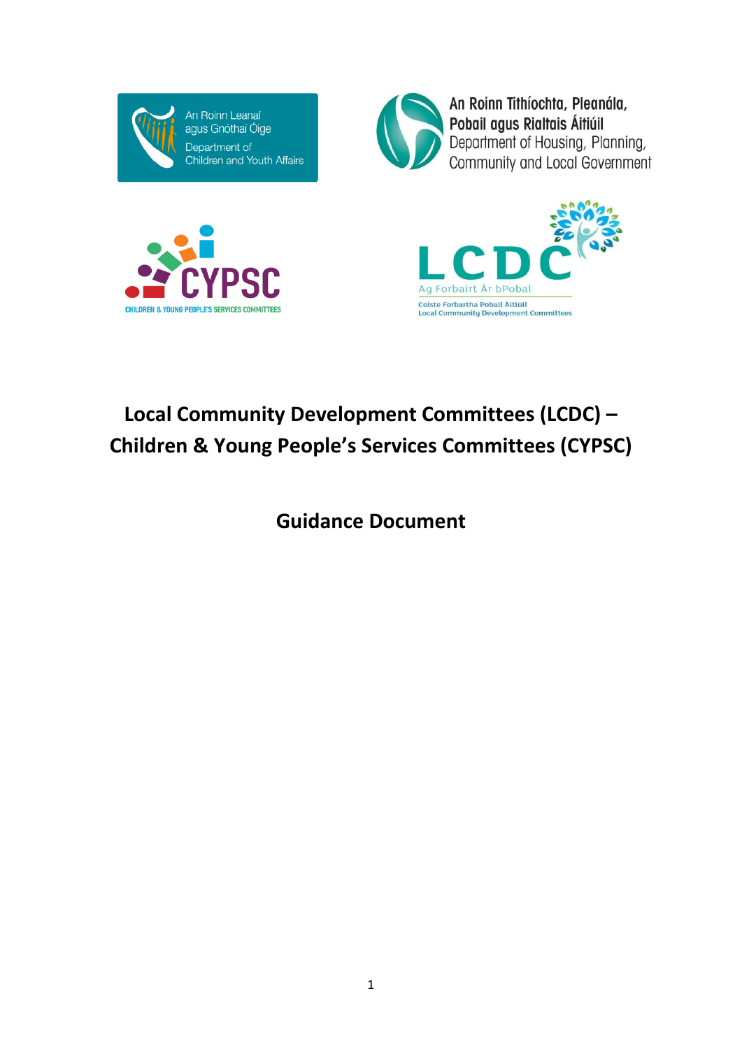An Roinn Leanaí agus Gnóthaí Óige
Department of Children and Youth Affairs

An Roinn Tithíochta, Pleanála, Pobail agus Rialtais Áitiúil
Department of Housing, Planning, Community and Local Government

CYPSC
CHILDREN & YOUNG PEOPLE'S SERVICES COMMITTEES

LCDC
Ag Forbairt Ár bPobal
Coiste Forbartha Pobail Áitiúil
Local Community Development Committees

# Local Community Development Committees (LCDC) – Children & Young People's Services Committees (CYPSC)

## Guidance Document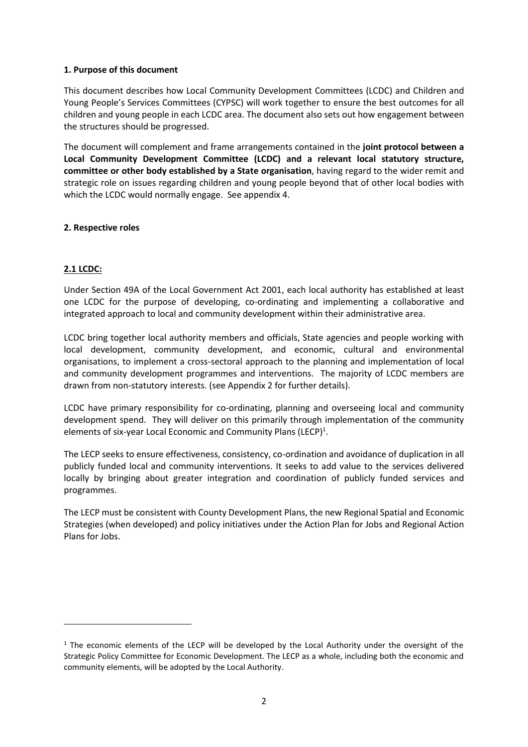## 1. Purpose of this document

This document describes how Local Community Development Committees (LCDC) and Children and Young People's Services Committees (CYPSC) will work together to ensure the best outcomes for all children and young people in each LCDC area. The document also sets out how engagement between the structures should be progressed.

The document will complement and frame arrangements contained in the **joint protocol between a Local Community Development Committee (LCDC) and a relevant local statutory structure, committee or other body established by a State organisation**, having regard to the wider remit and strategic role on issues regarding children and young people beyond that of other local bodies with which the LCDC would normally engage. See appendix 4.

## 2. Respective roles

### 2.1 LCDC:

Under Section 49A of the Local Government Act 2001, each local authority has established at least one LCDC for the purpose of developing, co-ordinating and implementing a collaborative and integrated approach to local and community development within their administrative area.

LCDC bring together local authority members and officials, State agencies and people working with local development, community development, and economic, cultural and environmental organisations, to implement a cross-sectoral approach to the planning and implementation of local and community development programmes and interventions. The majority of LCDC members are drawn from non-statutory interests. (see Appendix 2 for further details).

LCDC have primary responsibility for co-ordinating, planning and overseeing local and community development spend. They will deliver on this primarily through implementation of the community elements of six-year Local Economic and Community Plans (LECP)[1].

The LECP seeks to ensure effectiveness, consistency, co-ordination and avoidance of duplication in all publicly funded local and community interventions. It seeks to add value to the services delivered locally by bringing about greater integration and coordination of publicly funded services and programmes.

The LECP must be consistent with County Development Plans, the new Regional Spatial and Economic Strategies (when developed) and policy initiatives under the Action Plan for Jobs and Regional Action Plans for Jobs.

---

[1] The economic elements of the LECP will be developed by the Local Authority under the oversight of the Strategic Policy Committee for Economic Development. The LECP as a whole, including both the economic and community elements, will be adopted by the Local Authority.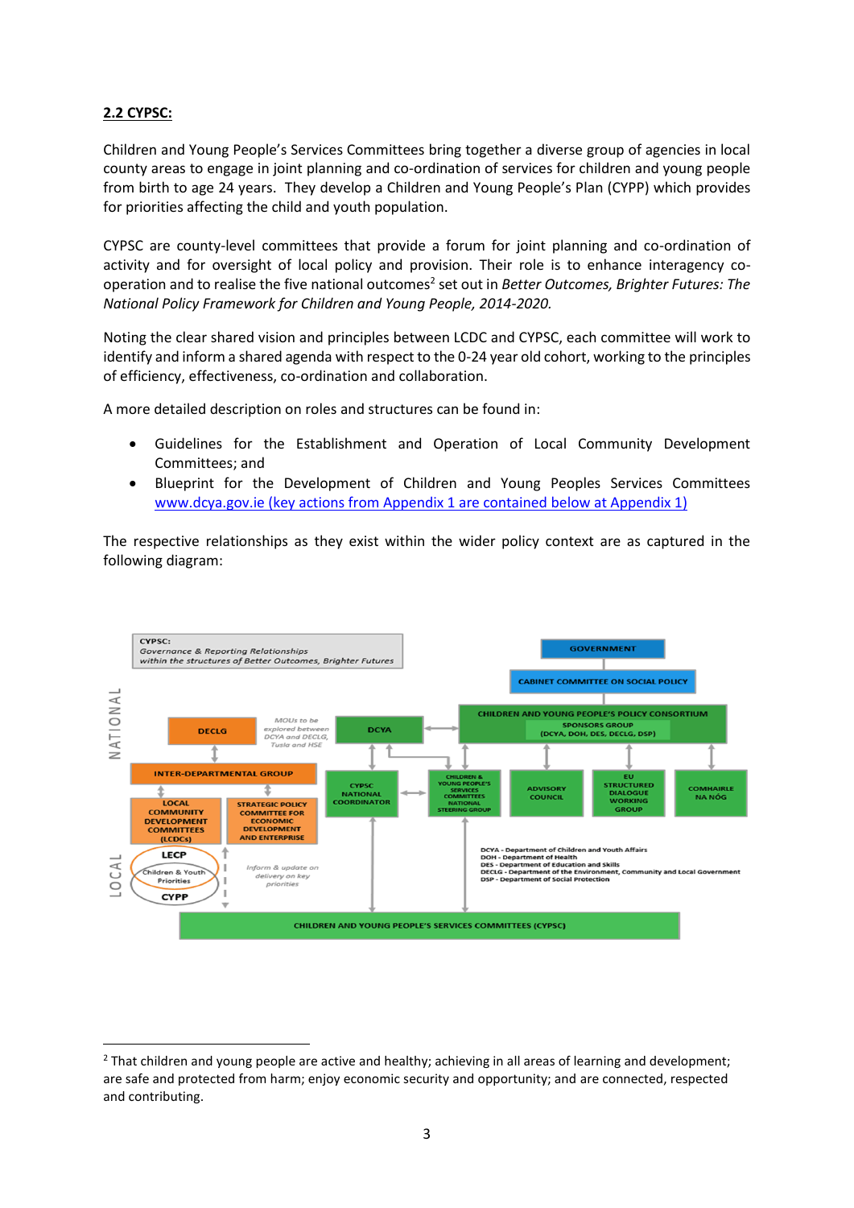**2.2 CYPSC:**

Children and Young People's Services Committees bring together a diverse group of agencies in local county areas to engage in joint planning and co-ordination of services for children and young people from birth to age 24 years. They develop a Children and Young People's Plan (CYPP) which provides for priorities affecting the child and youth population.

CYPSC are county-level committees that provide a forum for joint planning and co-ordination of activity and for oversight of local policy and provision. Their role is to enhance interagency co-operation and to realise the five national outcomes[2] set out in *Better Outcomes, Brighter Futures: The National Policy Framework for Children and Young People, 2014-2020.*

Noting the clear shared vision and principles between LCDC and CYPSC, each committee will work to identify and inform a shared agenda with respect to the 0-24 year old cohort, working to the principles of efficiency, effectiveness, co-ordination and collaboration.

A more detailed description on roles and structures can be found in:

- Guidelines for the Establishment and Operation of Local Community Development Committees; and
- Blueprint for the Development of Children and Young Peoples Services Committees www.dcya.gov.ie (key actions from Appendix 1 are contained below at Appendix 1)

The respective relationships as they exist within the wider policy context are as captured in the following diagram:

**CYPSC:**
*Governance & Reporting Relationships within the structures of Better Outcomes, Brighter Futures*

NATIONAL

- GOVERNMENT
- CABINET COMMITTEE ON SOCIAL POLICY
- CHILDREN AND YOUNG PEOPLE'S POLICY CONSORTIUM — SPONSORS GROUP (DCYA, DOH, DES, DECLG, DSP)
- DECLG
- *MOUs to be explored between DCYA and DECLG, Tusla and HSE*
- DCYA
- INTER-DEPARTMENTAL GROUP
- CYPSC NATIONAL COORDINATOR
- CHILDREN & YOUNG PEOPLE'S SERVICES COMMITTEES NATIONAL STEERING GROUP
- ADVISORY COUNCIL
- EU STRUCTURED DIALOGUE WORKING GROUP
- COMHAIRLE NA NÓG
- LOCAL COMMUNITY DEVELOPMENT COMMITTEES (LCDCs)
- STRATEGIC POLICY COMMITTEE FOR ECONOMIC DEVELOPMENT AND ENTERPRISE

LOCAL

- LECP
- Children & Youth Priorities
- CYPP
- *Inform & update on delivery on key priorities*
- CHILDREN AND YOUNG PEOPLE'S SERVICES COMMITTEES (CYPSC)

DCYA - Department of Children and Youth Affairs
DOH - Department of Health
DES - Department of Education and Skills
DECLG - Department of the Environment, Community and Local Government
DSP - Department of Social Protection

---

[2] That children and young people are active and healthy; achieving in all areas of learning and development; are safe and protected from harm; enjoy economic security and opportunity; and are connected, respected and contributing.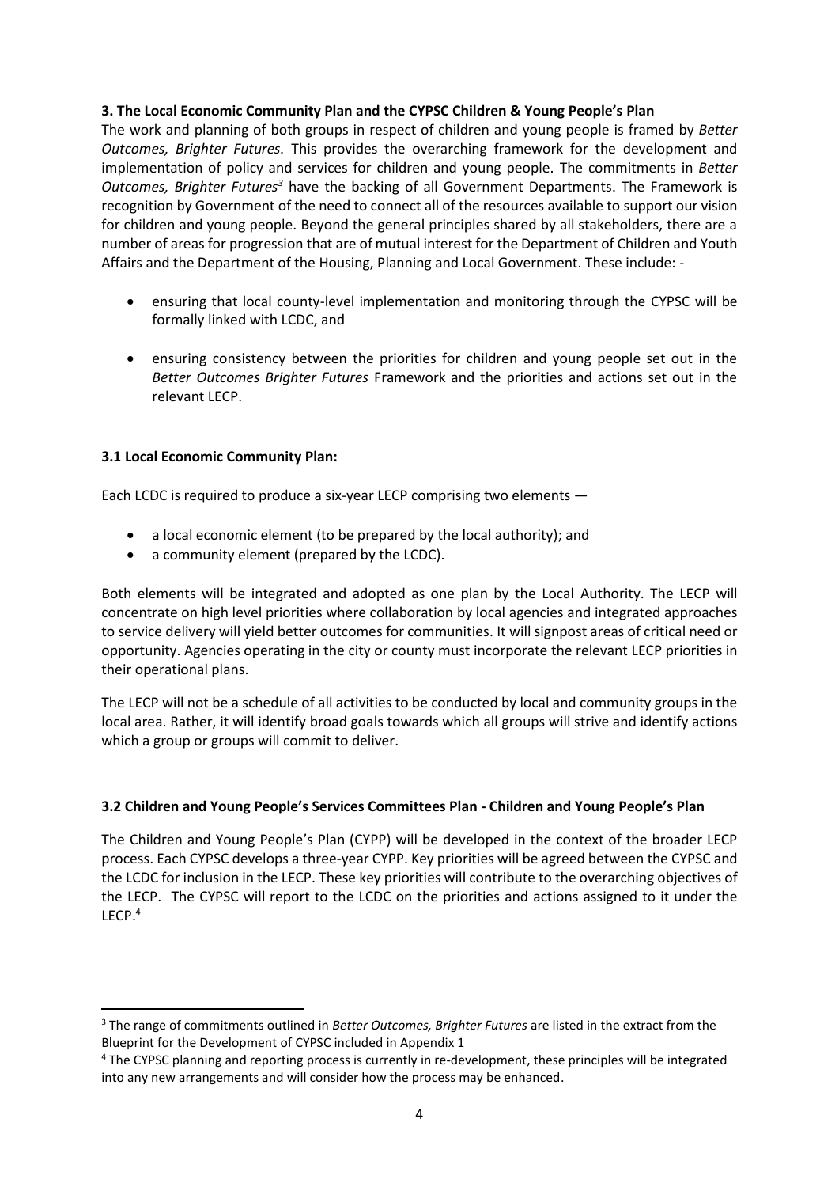### 3. The Local Economic Community Plan and the CYPSC Children & Young People's Plan

The work and planning of both groups in respect of children and young people is framed by *Better Outcomes, Brighter Futures.* This provides the overarching framework for the development and implementation of policy and services for children and young people. The commitments in *Better Outcomes, Brighter Futures*[3] have the backing of all Government Departments. The Framework is recognition by Government of the need to connect all of the resources available to support our vision for children and young people. Beyond the general principles shared by all stakeholders, there are a number of areas for progression that are of mutual interest for the Department of Children and Youth Affairs and the Department of the Housing, Planning and Local Government. These include: -

- ensuring that local county-level implementation and monitoring through the CYPSC will be formally linked with LCDC, and
- ensuring consistency between the priorities for children and young people set out in the *Better Outcomes Brighter Futures* Framework and the priorities and actions set out in the relevant LECP.

### 3.1 Local Economic Community Plan:

Each LCDC is required to produce a six-year LECP comprising two elements —

- a local economic element (to be prepared by the local authority); and
- a community element (prepared by the LCDC).

Both elements will be integrated and adopted as one plan by the Local Authority. The LECP will concentrate on high level priorities where collaboration by local agencies and integrated approaches to service delivery will yield better outcomes for communities. It will signpost areas of critical need or opportunity. Agencies operating in the city or county must incorporate the relevant LECP priorities in their operational plans.

The LECP will not be a schedule of all activities to be conducted by local and community groups in the local area. Rather, it will identify broad goals towards which all groups will strive and identify actions which a group or groups will commit to deliver.

### 3.2 Children and Young People's Services Committees Plan - Children and Young People's Plan

The Children and Young People's Plan (CYPP) will be developed in the context of the broader LECP process. Each CYPSC develops a three-year CYPP. Key priorities will be agreed between the CYPSC and the LCDC for inclusion in the LECP. These key priorities will contribute to the overarching objectives of the LECP. The CYPSC will report to the LCDC on the priorities and actions assigned to it under the LECP.[4]

---

[3] The range of commitments outlined in *Better Outcomes, Brighter Futures* are listed in the extract from the Blueprint for the Development of CYPSC included in Appendix 1

[4] The CYPSC planning and reporting process is currently in re-development, these principles will be integrated into any new arrangements and will consider how the process may be enhanced.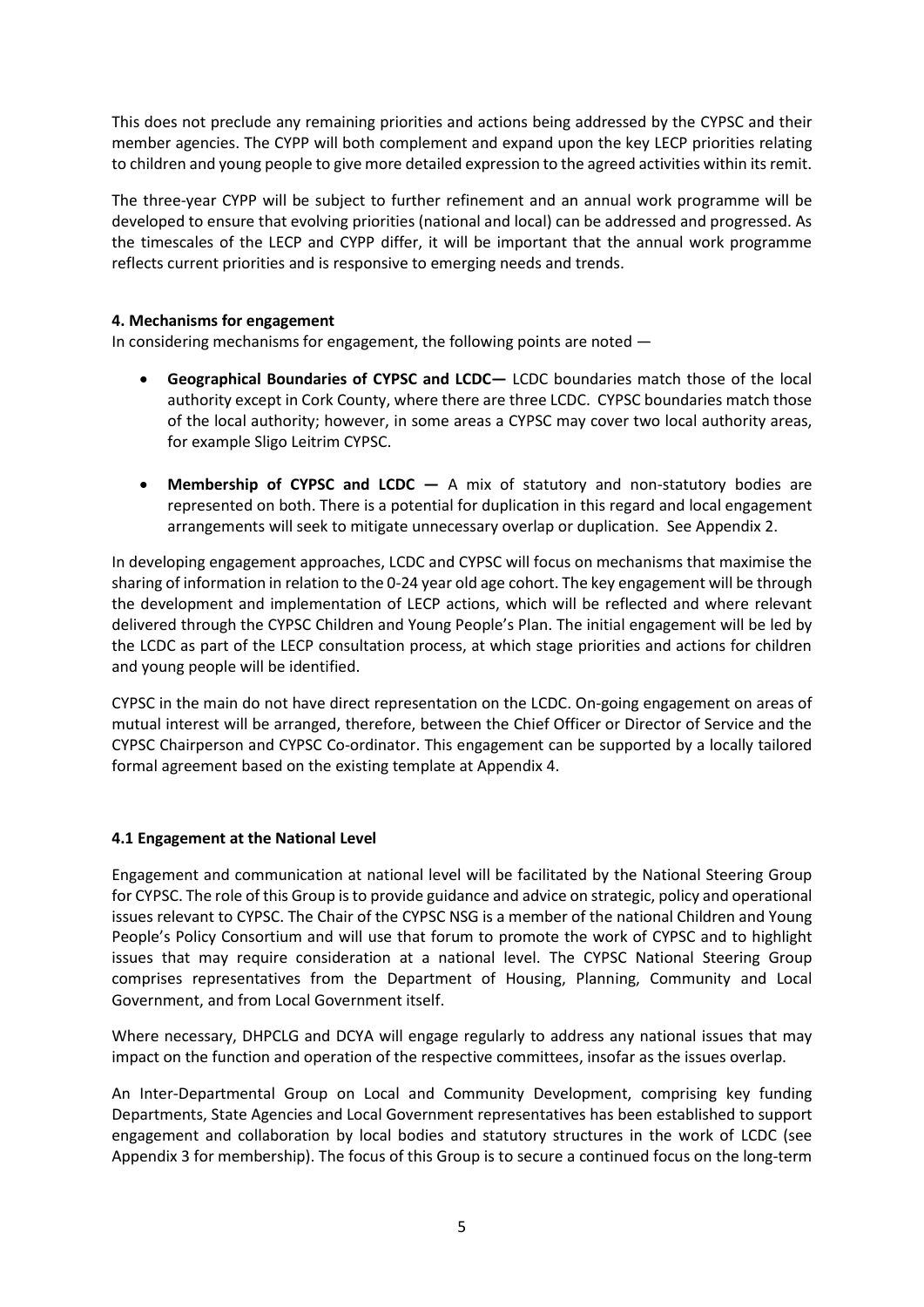This does not preclude any remaining priorities and actions being addressed by the CYPSC and their member agencies. The CYPP will both complement and expand upon the key LECP priorities relating to children and young people to give more detailed expression to the agreed activities within its remit.

The three-year CYPP will be subject to further refinement and an annual work programme will be developed to ensure that evolving priorities (national and local) can be addressed and progressed. As the timescales of the LECP and CYPP differ, it will be important that the annual work programme reflects current priorities and is responsive to emerging needs and trends.

### 4. Mechanisms for engagement

In considering mechanisms for engagement, the following points are noted —

- **Geographical Boundaries of CYPSC and LCDC—** LCDC boundaries match those of the local authority except in Cork County, where there are three LCDC. CYPSC boundaries match those of the local authority; however, in some areas a CYPSC may cover two local authority areas, for example Sligo Leitrim CYPSC.

- **Membership of CYPSC and LCDC —** A mix of statutory and non-statutory bodies are represented on both. There is a potential for duplication in this regard and local engagement arrangements will seek to mitigate unnecessary overlap or duplication. See Appendix 2.

In developing engagement approaches, LCDC and CYPSC will focus on mechanisms that maximise the sharing of information in relation to the 0-24 year old age cohort. The key engagement will be through the development and implementation of LECP actions, which will be reflected and where relevant delivered through the CYPSC Children and Young People's Plan. The initial engagement will be led by the LCDC as part of the LECP consultation process, at which stage priorities and actions for children and young people will be identified.

CYPSC in the main do not have direct representation on the LCDC. On-going engagement on areas of mutual interest will be arranged, therefore, between the Chief Officer or Director of Service and the CYPSC Chairperson and CYPSC Co-ordinator. This engagement can be supported by a locally tailored formal agreement based on the existing template at Appendix 4.

### 4.1 Engagement at the National Level

Engagement and communication at national level will be facilitated by the National Steering Group for CYPSC. The role of this Group is to provide guidance and advice on strategic, policy and operational issues relevant to CYPSC. The Chair of the CYPSC NSG is a member of the national Children and Young People's Policy Consortium and will use that forum to promote the work of CYPSC and to highlight issues that may require consideration at a national level. The CYPSC National Steering Group comprises representatives from the Department of Housing, Planning, Community and Local Government, and from Local Government itself.

Where necessary, DHPCLG and DCYA will engage regularly to address any national issues that may impact on the function and operation of the respective committees, insofar as the issues overlap.

An Inter-Departmental Group on Local and Community Development, comprising key funding Departments, State Agencies and Local Government representatives has been established to support engagement and collaboration by local bodies and statutory structures in the work of LCDC (see Appendix 3 for membership). The focus of this Group is to secure a continued focus on the long-term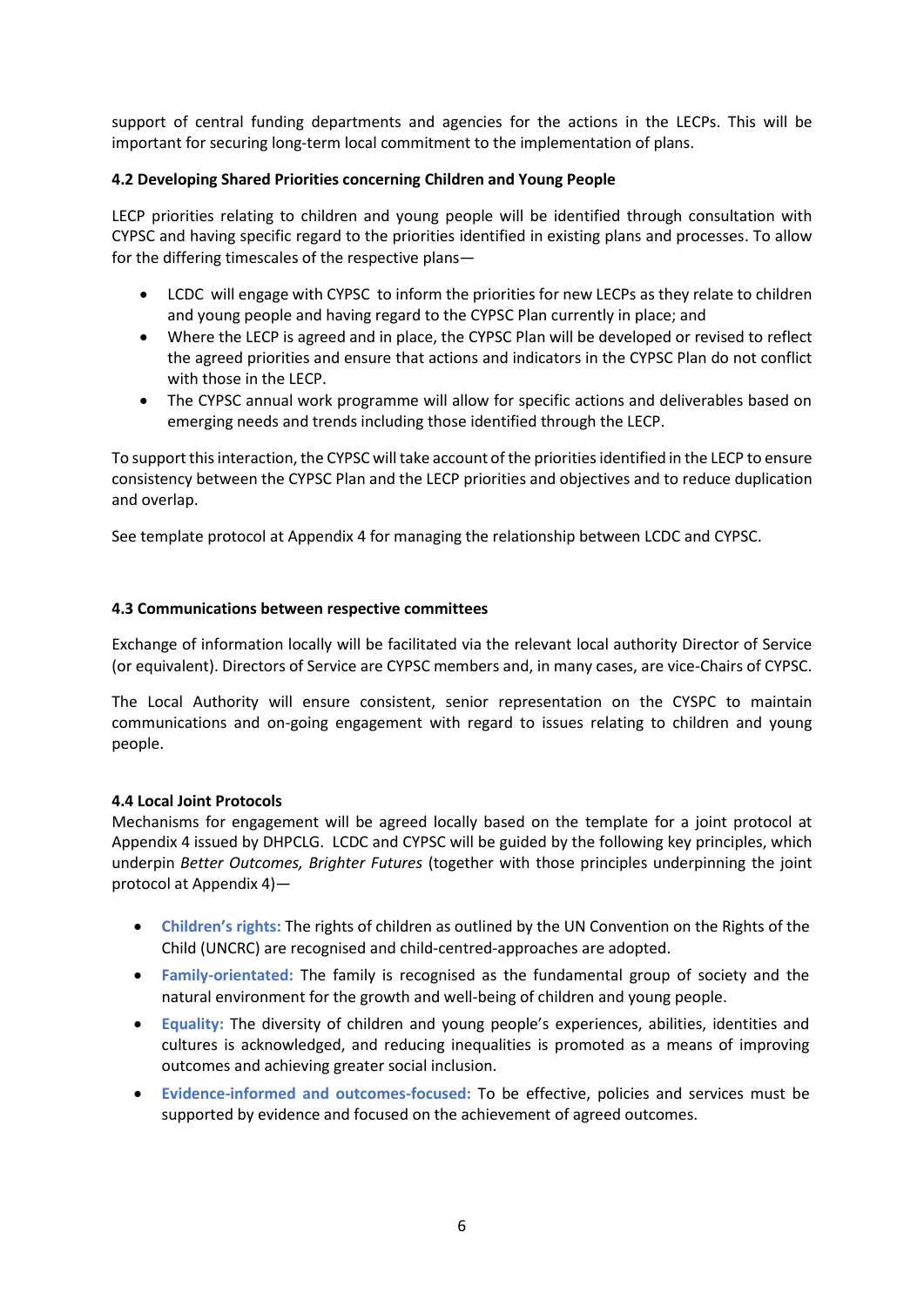support of central funding departments and agencies for the actions in the LECPs. This will be important for securing long-term local commitment to the implementation of plans.

### 4.2 Developing Shared Priorities concerning Children and Young People

LECP priorities relating to children and young people will be identified through consultation with CYPSC and having specific regard to the priorities identified in existing plans and processes. To allow for the differing timescales of the respective plans—

- LCDC will engage with CYPSC to inform the priorities for new LECPs as they relate to children and young people and having regard to the CYPSC Plan currently in place; and
- Where the LECP is agreed and in place, the CYPSC Plan will be developed or revised to reflect the agreed priorities and ensure that actions and indicators in the CYPSC Plan do not conflict with those in the LECP.
- The CYPSC annual work programme will allow for specific actions and deliverables based on emerging needs and trends including those identified through the LECP.

To support this interaction, the CYPSC will take account of the priorities identified in the LECP to ensure consistency between the CYPSC Plan and the LECP priorities and objectives and to reduce duplication and overlap.

See template protocol at Appendix 4 for managing the relationship between LCDC and CYPSC.

### 4.3 Communications between respective committees

Exchange of information locally will be facilitated via the relevant local authority Director of Service (or equivalent). Directors of Service are CYPSC members and, in many cases, are vice-Chairs of CYPSC.

The Local Authority will ensure consistent, senior representation on the CYSPC to maintain communications and on-going engagement with regard to issues relating to children and young people.

### 4.4 Local Joint Protocols

Mechanisms for engagement will be agreed locally based on the template for a joint protocol at Appendix 4 issued by DHPCLG. LCDC and CYPSC will be guided by the following key principles, which underpin *Better Outcomes, Brighter Futures* (together with those principles underpinning the joint protocol at Appendix 4)—

- **Children's rights:** The rights of children as outlined by the UN Convention on the Rights of the Child (UNCRC) are recognised and child-centred-approaches are adopted.
- **Family-orientated:** The family is recognised as the fundamental group of society and the natural environment for the growth and well-being of children and young people.
- **Equality:** The diversity of children and young people's experiences, abilities, identities and cultures is acknowledged, and reducing inequalities is promoted as a means of improving outcomes and achieving greater social inclusion.
- **Evidence-informed and outcomes-focused:** To be effective, policies and services must be supported by evidence and focused on the achievement of agreed outcomes.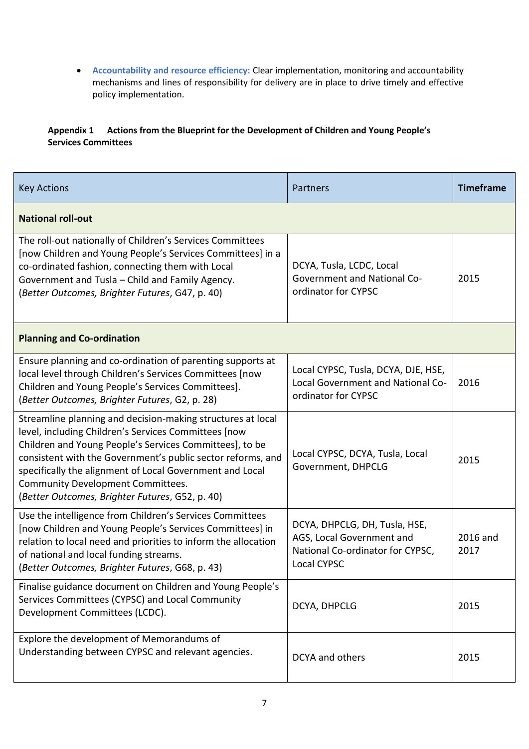- **Accountability and resource efficiency:** Clear implementation, monitoring and accountability mechanisms and lines of responsibility for delivery are in place to drive timely and effective policy implementation.

**Appendix 1 Actions from the Blueprint for the Development of Children and Young People's Services Committees**

| Key Actions | Partners | **Timeframe** |
|---|---|---|
| **National roll-out** | | |
| The roll-out nationally of Children's Services Committees [now Children and Young People's Services Committees] in a co-ordinated fashion, connecting them with Local Government and Tusla – Child and Family Agency. (*Better Outcomes, Brighter Futures*, G47, p. 40) | DCYA, Tusla, LCDC, Local Government and National Co-ordinator for CYPSC | 2015 |
| **Planning and Co-ordination** | | |
| Ensure planning and co-ordination of parenting supports at local level through Children's Services Committees [now Children and Young People's Services Committees]. (*Better Outcomes, Brighter Futures*, G2, p. 28) | Local CYPSC, Tusla, DCYA, DJE, HSE, Local Government and National Co-ordinator for CYPSC | 2016 |
| Streamline planning and decision-making structures at local level, including Children's Services Committees [now Children and Young People's Services Committees], to be consistent with the Government's public sector reforms, and specifically the alignment of Local Government and Local Community Development Committees. (*Better Outcomes, Brighter Futures*, G52, p. 40) | Local CYPSC, DCYA, Tusla, Local Government, DHPCLG | 2015 |
| Use the intelligence from Children's Services Committees [now Children and Young People's Services Committees] in relation to local need and priorities to inform the allocation of national and local funding streams. (*Better Outcomes, Brighter Futures*, G68, p. 43) | DCYA, DHPCLG, DH, Tusla, HSE, AGS, Local Government and National Co-ordinator for CYPSC, Local CYPSC | 2016 and 2017 |
| Finalise guidance document on Children and Young People's Services Committees (CYPSC) and Local Community Development Committees (LCDC). | DCYA, DHPCLG | 2015 |
| Explore the development of Memorandums of Understanding between CYPSC and relevant agencies. | DCYA and others | 2015 |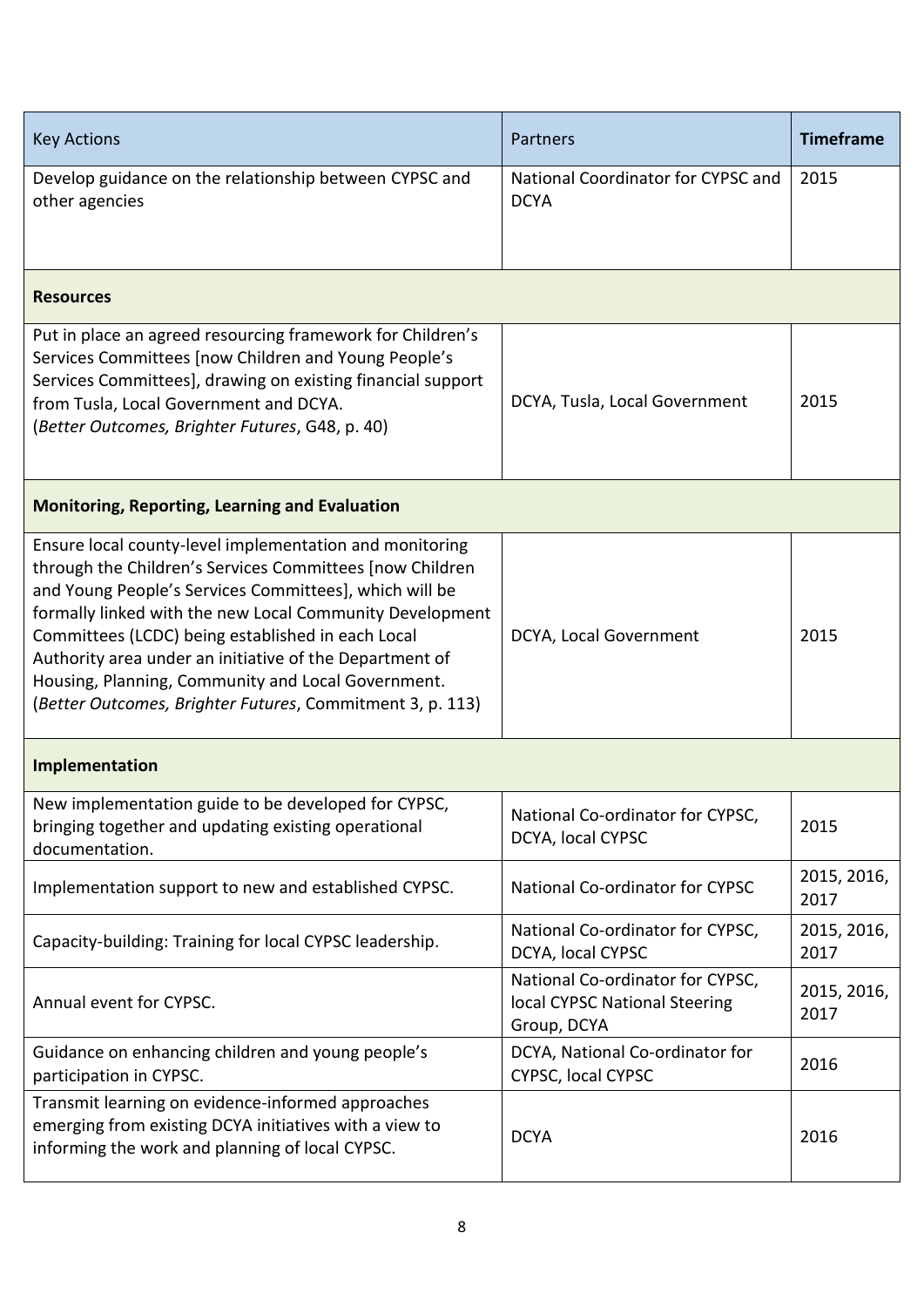| Key Actions | Partners | **Timeframe** |
|---|---|---|
| Develop guidance on the relationship between CYPSC and other agencies | National Coordinator for CYPSC and DCYA | 2015 |
| **Resources** | | |
| Put in place an agreed resourcing framework for Children's Services Committees [now Children and Young People's Services Committees], drawing on existing financial support from Tusla, Local Government and DCYA. (*Better Outcomes, Brighter Futures*, G48, p. 40) | DCYA, Tusla, Local Government | 2015 |
| **Monitoring, Reporting, Learning and Evaluation** | | |
| Ensure local county-level implementation and monitoring through the Children's Services Committees [now Children and Young People's Services Committees], which will be formally linked with the new Local Community Development Committees (LCDC) being established in each Local Authority area under an initiative of the Department of Housing, Planning, Community and Local Government. (*Better Outcomes, Brighter Futures*, Commitment 3, p. 113) | DCYA, Local Government | 2015 |
| **Implementation** | | |
| New implementation guide to be developed for CYPSC, bringing together and updating existing operational documentation. | National Co-ordinator for CYPSC, DCYA, local CYPSC | 2015 |
| Implementation support to new and established CYPSC. | National Co-ordinator for CYPSC | 2015, 2016, 2017 |
| Capacity-building: Training for local CYPSC leadership. | National Co-ordinator for CYPSC, DCYA, local CYPSC | 2015, 2016, 2017 |
| Annual event for CYPSC. | National Co-ordinator for CYPSC, local CYPSC National Steering Group, DCYA | 2015, 2016, 2017 |
| Guidance on enhancing children and young people's participation in CYPSC. | DCYA, National Co-ordinator for CYPSC, local CYPSC | 2016 |
| Transmit learning on evidence-informed approaches emerging from existing DCYA initiatives with a view to informing the work and planning of local CYPSC. | DCYA | 2016 |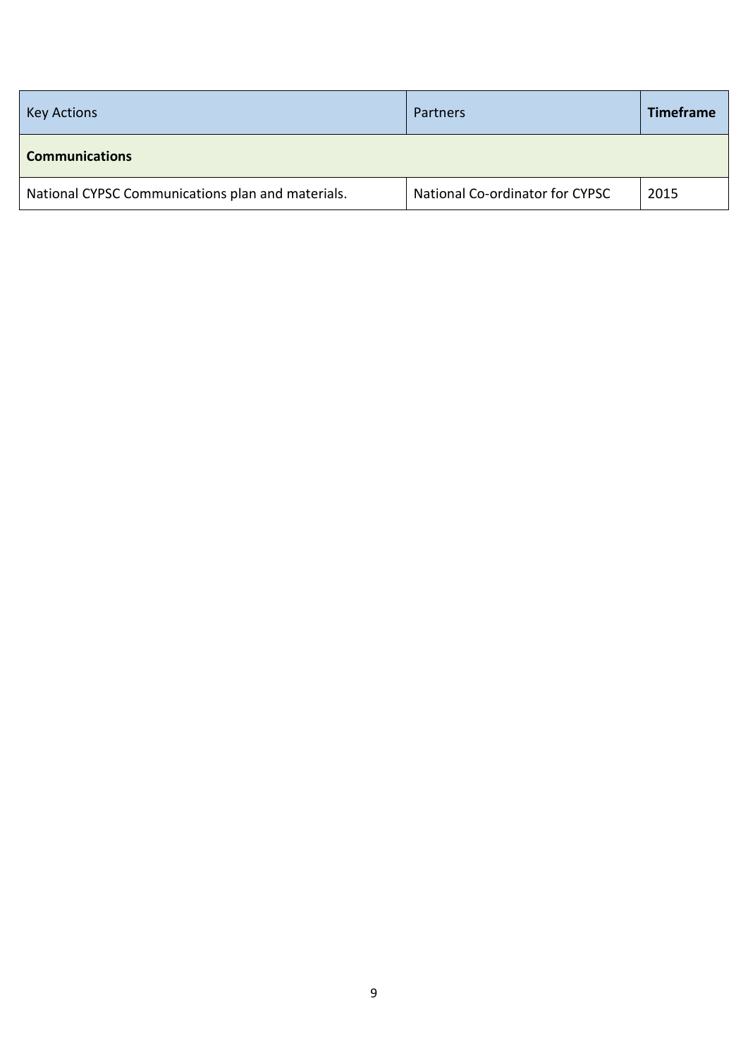| Key Actions | Partners | **Timeframe** |
|---|---|---|
| **Communications** | | |
| National CYPSC Communications plan and materials. | National Co-ordinator for CYPSC | 2015 |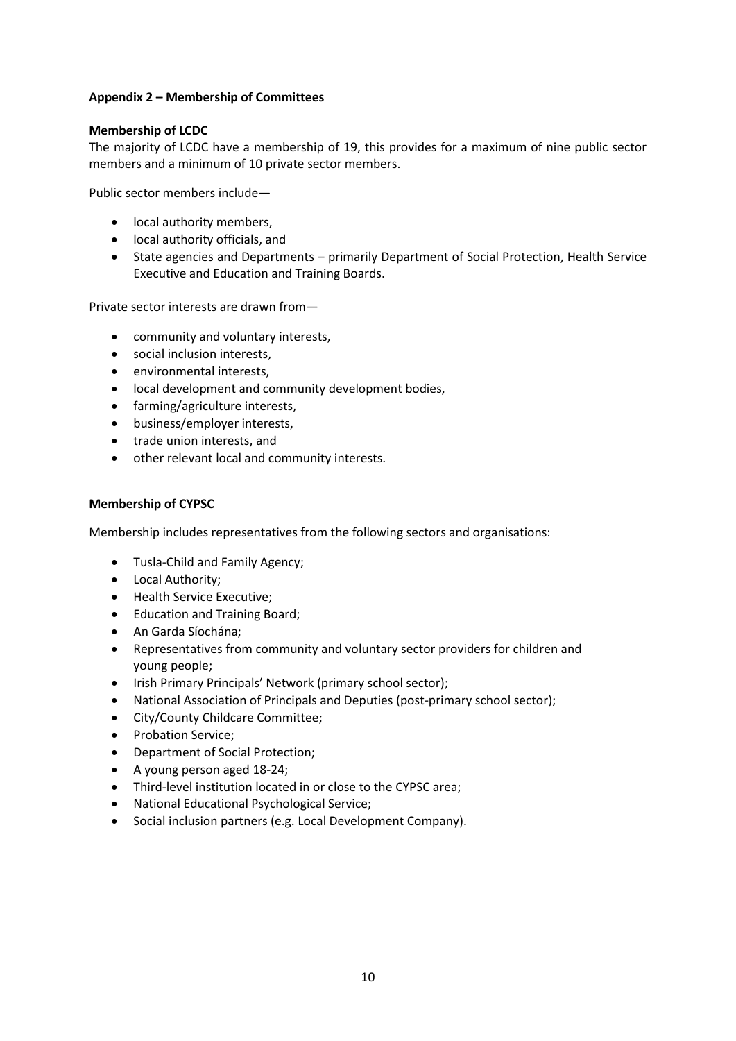**Appendix 2 – Membership of Committees**

**Membership of LCDC**

The majority of LCDC have a membership of 19, this provides for a maximum of nine public sector members and a minimum of 10 private sector members.

Public sector members include—

- local authority members,
- local authority officials, and
- State agencies and Departments – primarily Department of Social Protection, Health Service Executive and Education and Training Boards.

Private sector interests are drawn from—

- community and voluntary interests,
- social inclusion interests,
- environmental interests,
- local development and community development bodies,
- farming/agriculture interests,
- business/employer interests,
- trade union interests, and
- other relevant local and community interests.

**Membership of CYPSC**

Membership includes representatives from the following sectors and organisations:

- Tusla-Child and Family Agency;
- Local Authority;
- Health Service Executive;
- Education and Training Board;
- An Garda Síochána;
- Representatives from community and voluntary sector providers for children and young people;
- Irish Primary Principals' Network (primary school sector);
- National Association of Principals and Deputies (post-primary school sector);
- City/County Childcare Committee;
- Probation Service;
- Department of Social Protection;
- A young person aged 18-24;
- Third-level institution located in or close to the CYPSC area;
- National Educational Psychological Service;
- Social inclusion partners (e.g. Local Development Company).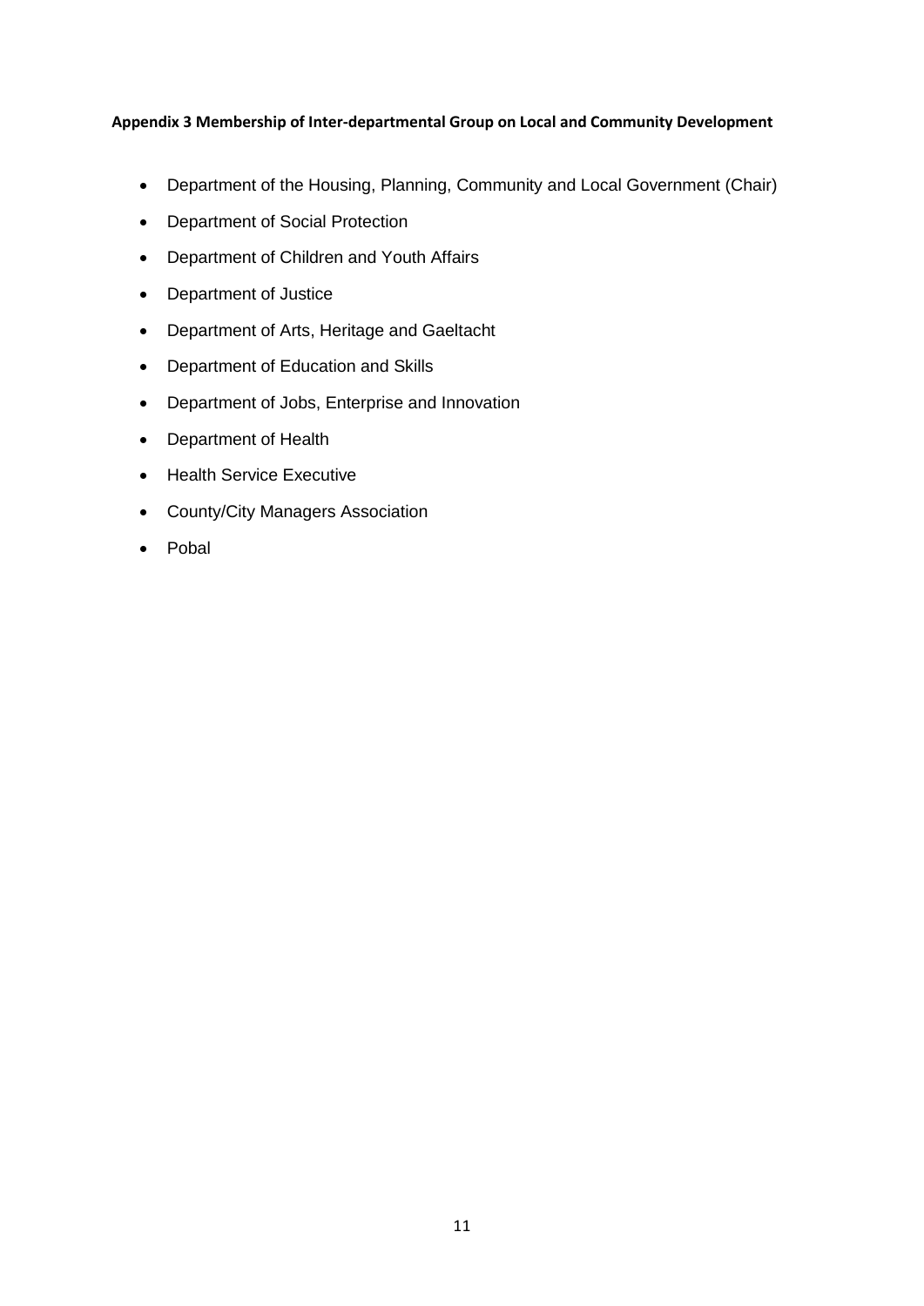**Appendix 3 Membership of Inter-departmental Group on Local and Community Development**

- Department of the Housing, Planning, Community and Local Government (Chair)
- Department of Social Protection
- Department of Children and Youth Affairs
- Department of Justice
- Department of Arts, Heritage and Gaeltacht
- Department of Education and Skills
- Department of Jobs, Enterprise and Innovation
- Department of Health
- Health Service Executive
- County/City Managers Association
- Pobal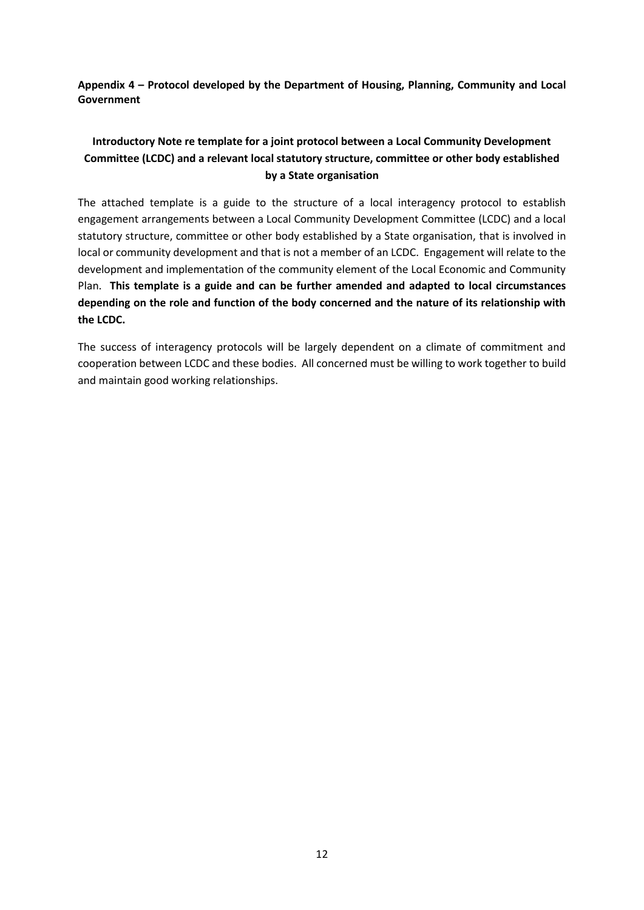**Appendix 4 – Protocol developed by the Department of Housing, Planning, Community and Local Government**

**Introductory Note re template for a joint protocol between a Local Community Development Committee (LCDC) and a relevant local statutory structure, committee or other body established by a State organisation**

The attached template is a guide to the structure of a local interagency protocol to establish engagement arrangements between a Local Community Development Committee (LCDC) and a local statutory structure, committee or other body established by a State organisation, that is involved in local or community development and that is not a member of an LCDC. Engagement will relate to the development and implementation of the community element of the Local Economic and Community Plan. **This template is a guide and can be further amended and adapted to local circumstances depending on the role and function of the body concerned and the nature of its relationship with the LCDC.**

The success of interagency protocols will be largely dependent on a climate of commitment and cooperation between LCDC and these bodies. All concerned must be willing to work together to build and maintain good working relationships.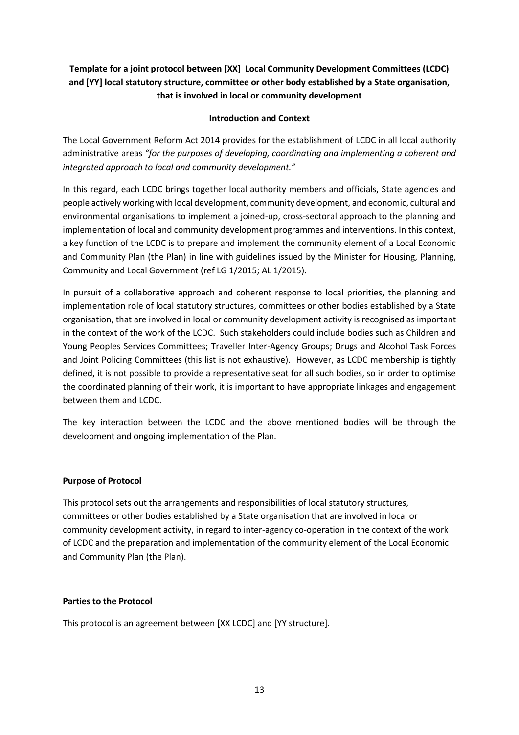**Template for a joint protocol between [XX] Local Community Development Committees (LCDC) and [YY] local statutory structure, committee or other body established by a State organisation, that is involved in local or community development**

**Introduction and Context**

The Local Government Reform Act 2014 provides for the establishment of LCDC in all local authority administrative areas *"for the purposes of developing, coordinating and implementing a coherent and integrated approach to local and community development."*

In this regard, each LCDC brings together local authority members and officials, State agencies and people actively working with local development, community development, and economic, cultural and environmental organisations to implement a joined-up, cross-sectoral approach to the planning and implementation of local and community development programmes and interventions. In this context, a key function of the LCDC is to prepare and implement the community element of a Local Economic and Community Plan (the Plan) in line with guidelines issued by the Minister for Housing, Planning, Community and Local Government (ref LG 1/2015; AL 1/2015).

In pursuit of a collaborative approach and coherent response to local priorities, the planning and implementation role of local statutory structures, committees or other bodies established by a State organisation, that are involved in local or community development activity is recognised as important in the context of the work of the LCDC. Such stakeholders could include bodies such as Children and Young Peoples Services Committees; Traveller Inter-Agency Groups; Drugs and Alcohol Task Forces and Joint Policing Committees (this list is not exhaustive). However, as LCDC membership is tightly defined, it is not possible to provide a representative seat for all such bodies, so in order to optimise the coordinated planning of their work, it is important to have appropriate linkages and engagement between them and LCDC.

The key interaction between the LCDC and the above mentioned bodies will be through the development and ongoing implementation of the Plan.

**Purpose of Protocol**

This protocol sets out the arrangements and responsibilities of local statutory structures, committees or other bodies established by a State organisation that are involved in local or community development activity, in regard to inter-agency co-operation in the context of the work of LCDC and the preparation and implementation of the community element of the Local Economic and Community Plan (the Plan).

**Parties to the Protocol**

This protocol is an agreement between [XX LCDC] and [YY structure].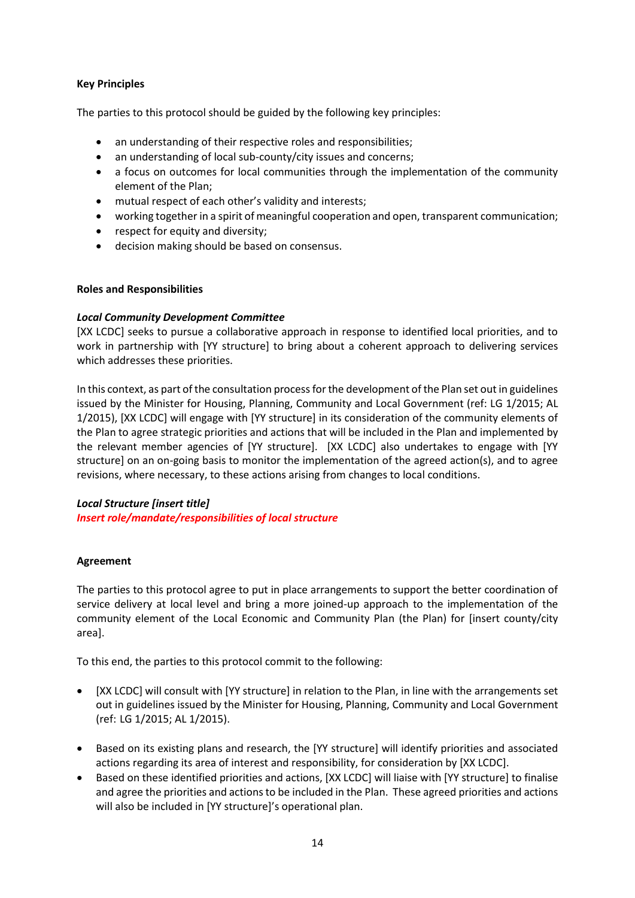**Key Principles**

The parties to this protocol should be guided by the following key principles:

- an understanding of their respective roles and responsibilities;
- an understanding of local sub-county/city issues and concerns;
- a focus on outcomes for local communities through the implementation of the community element of the Plan;
- mutual respect of each other's validity and interests;
- working together in a spirit of meaningful cooperation and open, transparent communication;
- respect for equity and diversity;
- decision making should be based on consensus.

**Roles and Responsibilities**

***Local Community Development Committee***

[XX LCDC] seeks to pursue a collaborative approach in response to identified local priorities, and to work in partnership with [YY structure] to bring about a coherent approach to delivering services which addresses these priorities.

In this context, as part of the consultation process for the development of the Plan set out in guidelines issued by the Minister for Housing, Planning, Community and Local Government (ref: LG 1/2015; AL 1/2015), [XX LCDC] will engage with [YY structure] in its consideration of the community elements of the Plan to agree strategic priorities and actions that will be included in the Plan and implemented by the relevant member agencies of [YY structure]. [XX LCDC] also undertakes to engage with [YY structure] on an on-going basis to monitor the implementation of the agreed action(s), and to agree revisions, where necessary, to these actions arising from changes to local conditions.

***Local Structure [insert title]***

***Insert role/mandate/responsibilities of local structure***

**Agreement**

The parties to this protocol agree to put in place arrangements to support the better coordination of service delivery at local level and bring a more joined-up approach to the implementation of the community element of the Local Economic and Community Plan (the Plan) for [insert county/city area].

To this end, the parties to this protocol commit to the following:

- [XX LCDC] will consult with [YY structure] in relation to the Plan, in line with the arrangements set out in guidelines issued by the Minister for Housing, Planning, Community and Local Government (ref: LG 1/2015; AL 1/2015).
- Based on its existing plans and research, the [YY structure] will identify priorities and associated actions regarding its area of interest and responsibility, for consideration by [XX LCDC].
- Based on these identified priorities and actions, [XX LCDC] will liaise with [YY structure] to finalise and agree the priorities and actions to be included in the Plan. These agreed priorities and actions will also be included in [YY structure]'s operational plan.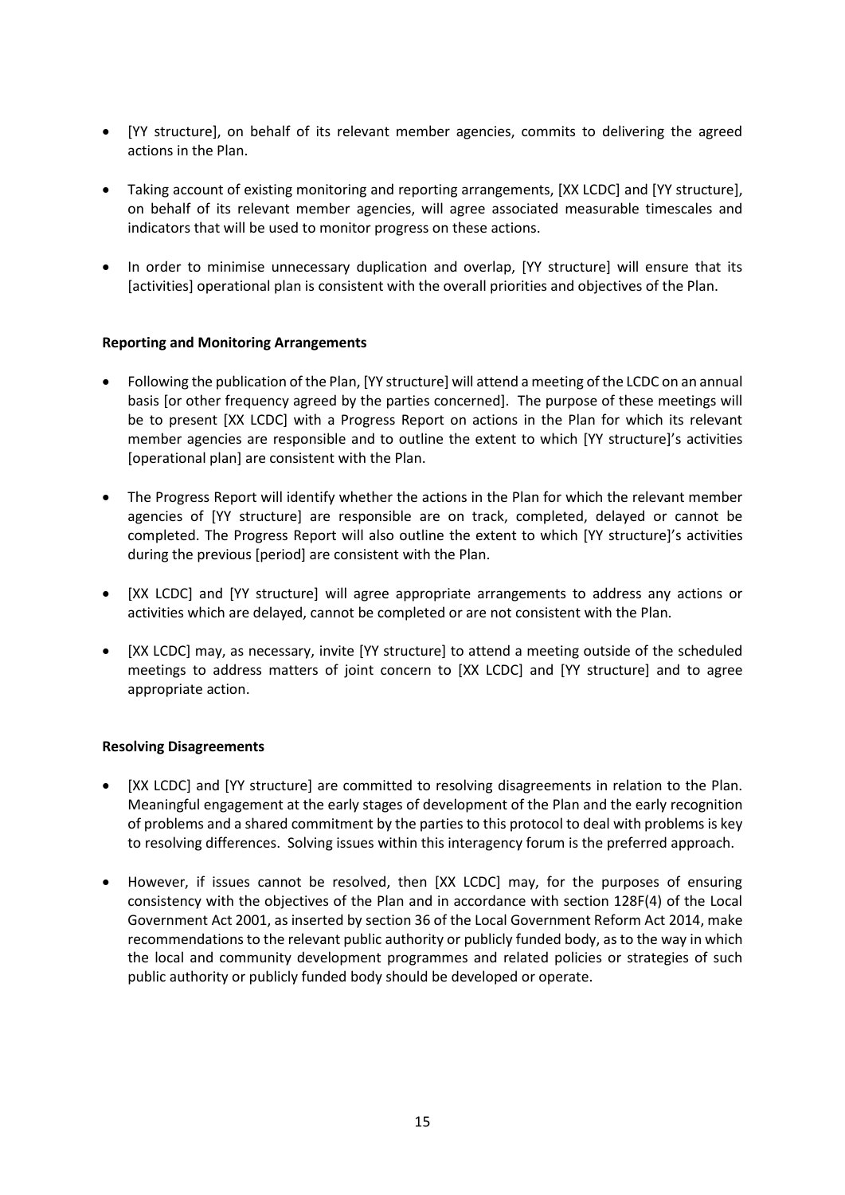- [YY structure], on behalf of its relevant member agencies, commits to delivering the agreed actions in the Plan.

- Taking account of existing monitoring and reporting arrangements, [XX LCDC] and [YY structure], on behalf of its relevant member agencies, will agree associated measurable timescales and indicators that will be used to monitor progress on these actions.

- In order to minimise unnecessary duplication and overlap, [YY structure] will ensure that its [activities] operational plan is consistent with the overall priorities and objectives of the Plan.

**Reporting and Monitoring Arrangements**

- Following the publication of the Plan, [YY structure] will attend a meeting of the LCDC on an annual basis [or other frequency agreed by the parties concerned]. The purpose of these meetings will be to present [XX LCDC] with a Progress Report on actions in the Plan for which its relevant member agencies are responsible and to outline the extent to which [YY structure]'s activities [operational plan] are consistent with the Plan.

- The Progress Report will identify whether the actions in the Plan for which the relevant member agencies of [YY structure] are responsible are on track, completed, delayed or cannot be completed. The Progress Report will also outline the extent to which [YY structure]'s activities during the previous [period] are consistent with the Plan.

- [XX LCDC] and [YY structure] will agree appropriate arrangements to address any actions or activities which are delayed, cannot be completed or are not consistent with the Plan.

- [XX LCDC] may, as necessary, invite [YY structure] to attend a meeting outside of the scheduled meetings to address matters of joint concern to [XX LCDC] and [YY structure] and to agree appropriate action.

**Resolving Disagreements**

- [XX LCDC] and [YY structure] are committed to resolving disagreements in relation to the Plan. Meaningful engagement at the early stages of development of the Plan and the early recognition of problems and a shared commitment by the parties to this protocol to deal with problems is key to resolving differences. Solving issues within this interagency forum is the preferred approach.

- However, if issues cannot be resolved, then [XX LCDC] may, for the purposes of ensuring consistency with the objectives of the Plan and in accordance with section 128F(4) of the Local Government Act 2001, as inserted by section 36 of the Local Government Reform Act 2014, make recommendations to the relevant public authority or publicly funded body, as to the way in which the local and community development programmes and related policies or strategies of such public authority or publicly funded body should be developed or operate.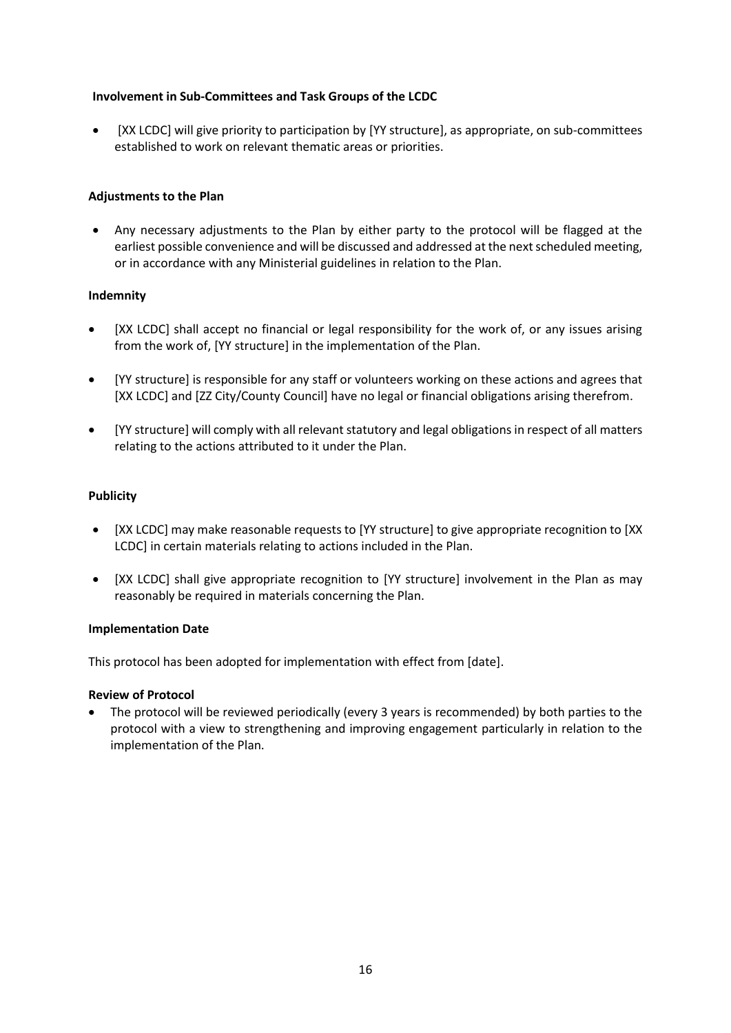**Involvement in Sub-Committees and Task Groups of the LCDC**

- [XX LCDC] will give priority to participation by [YY structure], as appropriate, on sub-committees established to work on relevant thematic areas or priorities.

**Adjustments to the Plan**

- Any necessary adjustments to the Plan by either party to the protocol will be flagged at the earliest possible convenience and will be discussed and addressed at the next scheduled meeting, or in accordance with any Ministerial guidelines in relation to the Plan.

**Indemnity**

- [XX LCDC] shall accept no financial or legal responsibility for the work of, or any issues arising from the work of, [YY structure] in the implementation of the Plan.
- [YY structure] is responsible for any staff or volunteers working on these actions and agrees that [XX LCDC] and [ZZ City/County Council] have no legal or financial obligations arising therefrom.
- [YY structure] will comply with all relevant statutory and legal obligations in respect of all matters relating to the actions attributed to it under the Plan.

**Publicity**

- [XX LCDC] may make reasonable requests to [YY structure] to give appropriate recognition to [XX LCDC] in certain materials relating to actions included in the Plan.
- [XX LCDC] shall give appropriate recognition to [YY structure] involvement in the Plan as may reasonably be required in materials concerning the Plan.

**Implementation Date**

This protocol has been adopted for implementation with effect from [date].

**Review of Protocol**

- The protocol will be reviewed periodically (every 3 years is recommended) by both parties to the protocol with a view to strengthening and improving engagement particularly in relation to the implementation of the Plan.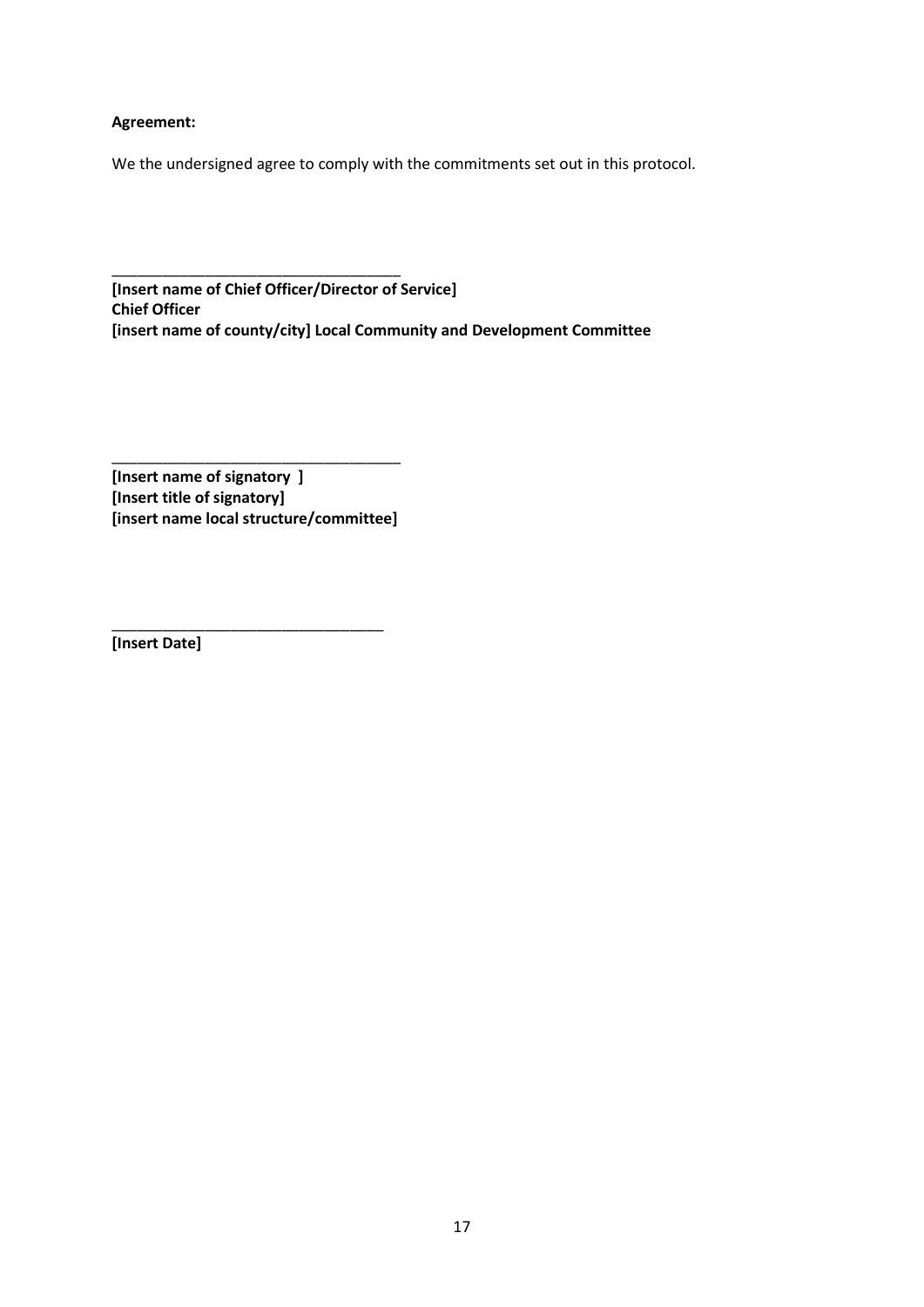**Agreement:**

We the undersigned agree to comply with the commitments set out in this protocol.

\_\_\_\_\_\_\_\_\_\_\_\_\_\_\_\_\_\_\_\_\_\_\_\_\_\_\_\_\_\_\_\_\_\_

**[Insert name of Chief Officer/Director of Service]**
**Chief Officer**
**[insert name of county/city] Local Community and Development Committee**

\_\_\_\_\_\_\_\_\_\_\_\_\_\_\_\_\_\_\_\_\_\_\_\_\_\_\_\_\_\_\_\_\_\_

**[Insert name of signatory ]**
**[Insert title of signatory]**
**[insert name local structure/committee]**

\_\_\_\_\_\_\_\_\_\_\_\_\_\_\_\_\_\_\_\_\_\_\_\_\_\_\_\_\_\_\_\_

**[Insert Date]**